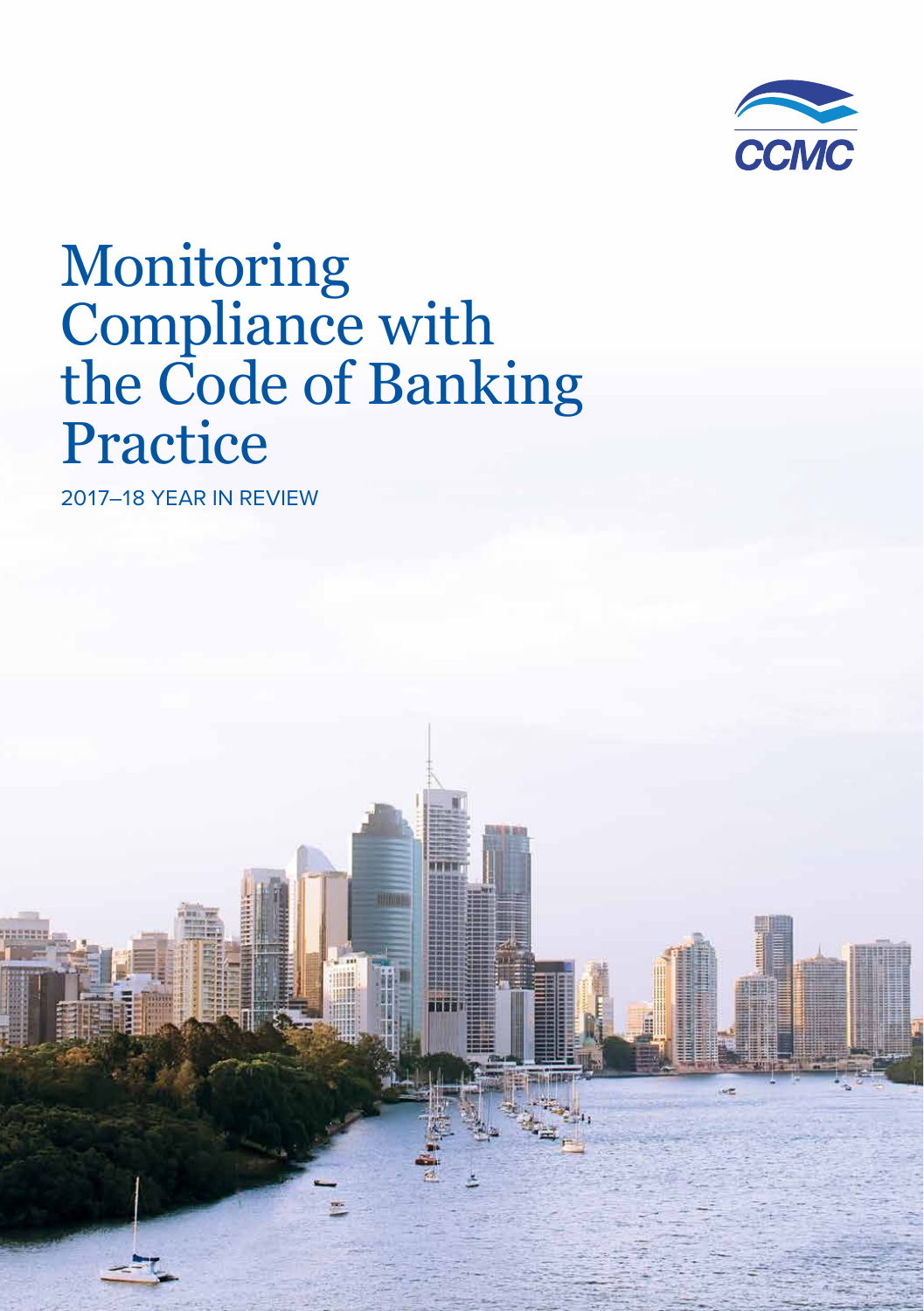CCMC

# Monitoring Compliance with the Code of Banking Practice

2017–18 YEAR IN REVIEW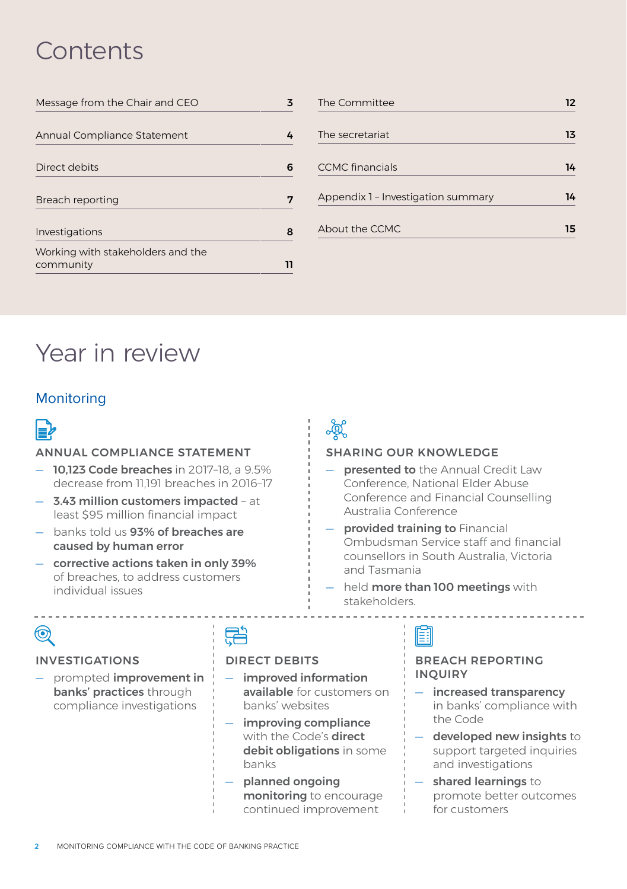# Contents

| | |
|---|---|
| Message from the Chair and CEO | 3 |
| Annual Compliance Statement | 4 |
| Direct debits | 6 |
| Breach reporting | 7 |
| Investigations | 8 |
| Working with stakeholders and the community | 11 |
| The Committee | 12 |
| The secretariat | 13 |
| CCMC financials | 14 |
| Appendix 1 – Investigation summary | 14 |
| About the CCMC | 15 |

# Year in review

## Monitoring

### ANNUAL COMPLIANCE STATEMENT

- **10,123 Code breaches** in 2017–18, a 9.5% decrease from 11,191 breaches in 2016–17
- **3.43 million customers impacted** – at least $95 million financial impact
- banks told us **93% of breaches are caused by human error**
- **corrective actions taken in only 39%** of breaches, to address customers individual issues

### SHARING OUR KNOWLEDGE

- **presented to** the Annual Credit Law Conference, National Elder Abuse Conference and Financial Counselling Australia Conference
- **provided training to** Financial Ombudsman Service staff and financial counsellors in South Australia, Victoria and Tasmania
- held **more than 100 meetings** with stakeholders.

### INVESTIGATIONS

- prompted **improvement in banks' practices** through compliance investigations

### DIRECT DEBITS

- **improved information available** for customers on banks' websites
- **improving compliance** with the Code's **direct debit obligations** in some banks
- **planned ongoing monitoring** to encourage continued improvement

### BREACH REPORTING INQUIRY

- **increased transparency** in banks' compliance with the Code
- **developed new insights** to support targeted inquiries and investigations
- **shared learnings** to promote better outcomes for customers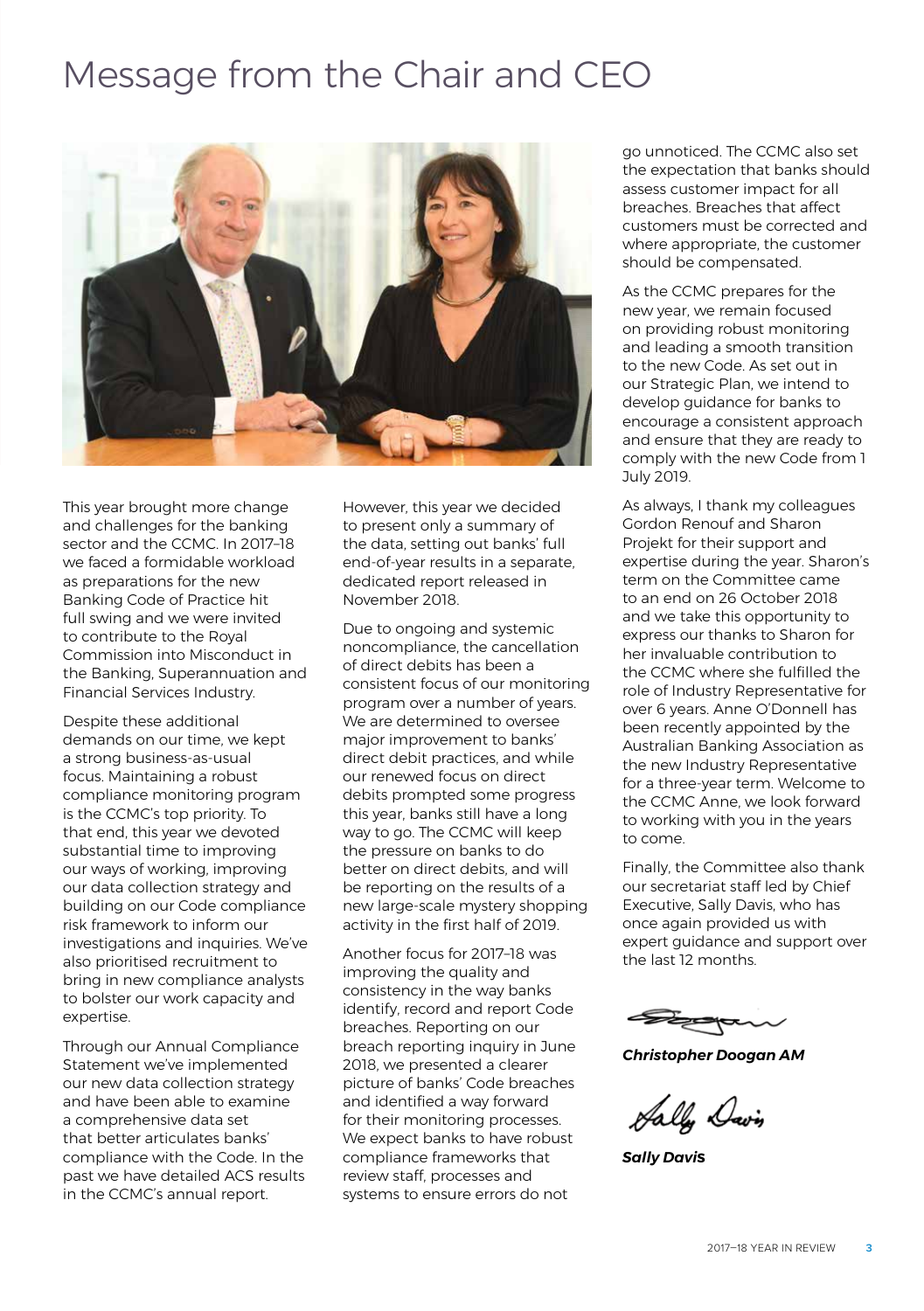# Message from the Chair and CEO

This year brought more change and challenges for the banking sector and the CCMC. In 2017–18 we faced a formidable workload as preparations for the new Banking Code of Practice hit full swing and we were invited to contribute to the Royal Commission into Misconduct in the Banking, Superannuation and Financial Services Industry.

Despite these additional demands on our time, we kept a strong business-as-usual focus. Maintaining a robust compliance monitoring program is the CCMC's top priority. To that end, this year we devoted substantial time to improving our ways of working, improving our data collection strategy and building on our Code compliance risk framework to inform our investigations and inquiries. We've also prioritised recruitment to bring in new compliance analysts to bolster our work capacity and expertise.

Through our Annual Compliance Statement we've implemented our new data collection strategy and have been able to examine a comprehensive data set that better articulates banks' compliance with the Code. In the past we have detailed ACS results in the CCMC's annual report. However, this year we decided to present only a summary of the data, setting out banks' full end-of-year results in a separate, dedicated report released in November 2018.

Due to ongoing and systemic noncompliance, the cancellation of direct debits has been a consistent focus of our monitoring program over a number of years. We are determined to oversee major improvement to banks' direct debit practices, and while our renewed focus on direct debits prompted some progress this year, banks still have a long way to go. The CCMC will keep the pressure on banks to do better on direct debits, and will be reporting on the results of a new large-scale mystery shopping activity in the first half of 2019.

Another focus for 2017–18 was improving the quality and consistency in the way banks identify, record and report Code breaches. Reporting on our breach reporting inquiry in June 2018, we presented a clearer picture of banks' Code breaches and identified a way forward for their monitoring processes. We expect banks to have robust compliance frameworks that review staff, processes and systems to ensure errors do not go unnoticed. The CCMC also set the expectation that banks should assess customer impact for all breaches. Breaches that affect customers must be corrected and where appropriate, the customer should be compensated.

As the CCMC prepares for the new year, we remain focused on providing robust monitoring and leading a smooth transition to the new Code. As set out in our Strategic Plan, we intend to develop guidance for banks to encourage a consistent approach and ensure that they are ready to comply with the new Code from 1 July 2019.

As always, I thank my colleagues Gordon Renouf and Sharon Projekt for their support and expertise during the year. Sharon's term on the Committee came to an end on 26 October 2018 and we take this opportunity to express our thanks to Sharon for her invaluable contribution to the CCMC where she fulfilled the role of Industry Representative for over 6 years. Anne O'Donnell has been recently appointed by the Australian Banking Association as the new Industry Representative for a three-year term. Welcome to the CCMC Anne, we look forward to working with you in the years to come.

Finally, the Committee also thank our secretariat staff led by Chief Executive, Sally Davis, who has once again provided us with expert guidance and support over the last 12 months.

***Christopher Doogan AM***

***Sally Davis***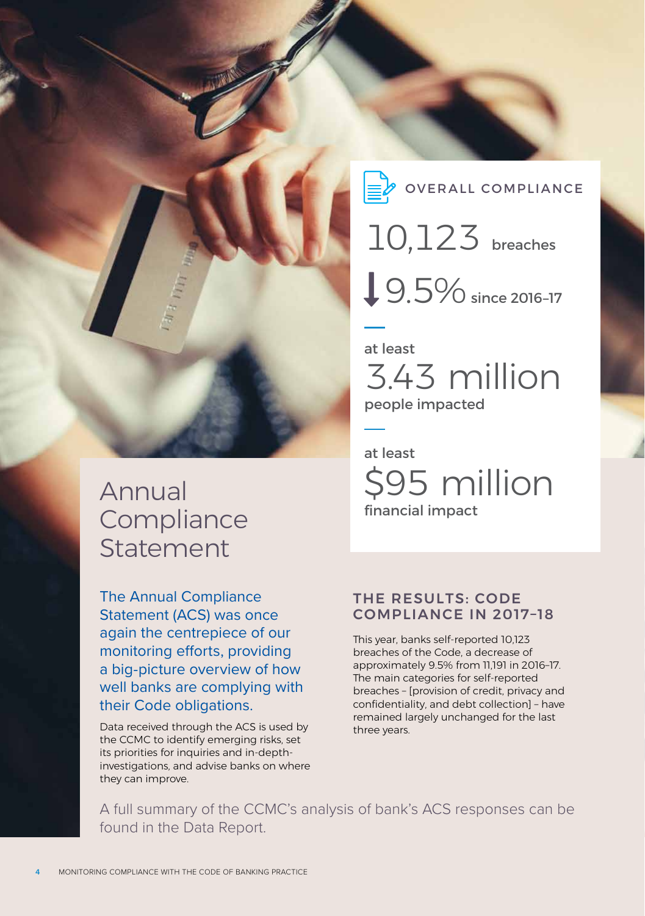# Annual Compliance Statement

The Annual Compliance Statement (ACS) was once again the centrepiece of our monitoring efforts, providing a big-picture overview of how well banks are complying with their Code obligations.

Data received through the ACS is used by the CCMC to identify emerging risks, set its priorities for inquiries and in-depth-investigations, and advise banks on where they can improve.

## OVERALL COMPLIANCE

10,123 breaches

↓ 9.5% since 2016–17

at least **3.43 million** people impacted

at least **$95 million** financial impact

## THE RESULTS: CODE COMPLIANCE IN 2017–18

This year, banks self-reported 10,123 breaches of the Code, a decrease of approximately 9.5% from 11,191 in 2016–17. The main categories for self-reported breaches – [provision of credit, privacy and confidentiality, and debt collection] – have remained largely unchanged for the last three years.

A full summary of the CCMC's analysis of bank's ACS responses can be found in the Data Report.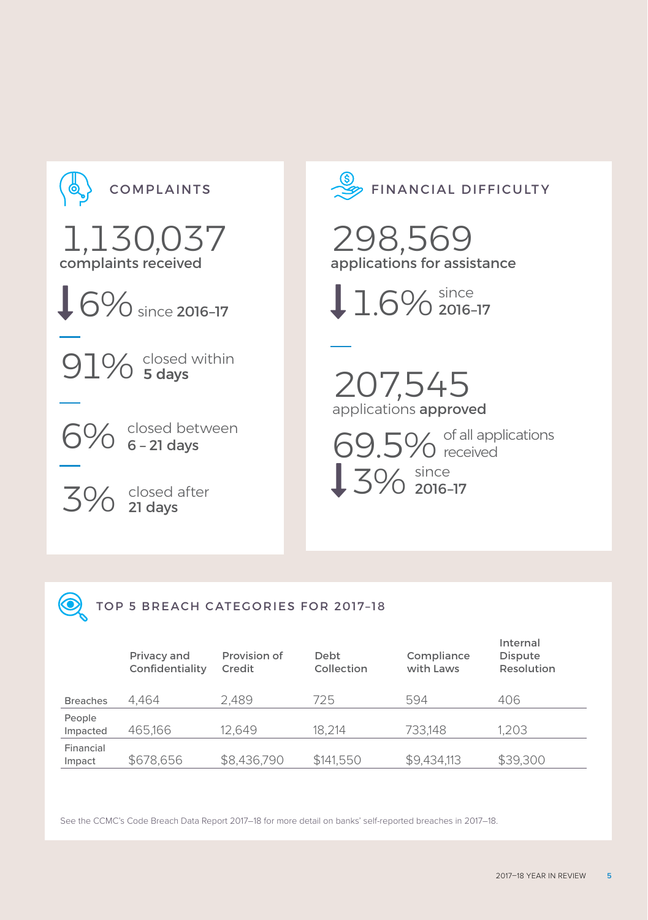## COMPLAINTS

**1,130,037**
complaints received

↓ 6% since **2016–17**

91% closed within **5 days**

6% closed between **6 – 21 days**

3% closed after **21 days**

## FINANCIAL DIFFICULTY

**298,569**
applications for assistance

↓ 1.6% since **2016–17**

**207,545**
applications **approved**

69.5% of all applications received

↓ 3% since **2016–17**

## TOP 5 BREACH CATEGORIES FOR 2017–18

| | Privacy and Confidentiality | Provision of Credit | Debt Collection | Compliance with Laws | Internal Dispute Resolution |
|---|---|---|---|---|---|
| Breaches | 4,464 | 2,489 | 725 | 594 | 406 |
| People Impacted | 465,166 | 12,649 | 18,214 | 733,148 | 1,203 |
| Financial Impact | $678,656 | $8,436,790 | $141,550 | $9,434,113 | $39,300 |

See the CCMC's Code Breach Data Report 2017–18 for more detail on banks' self-reported breaches in 2017–18.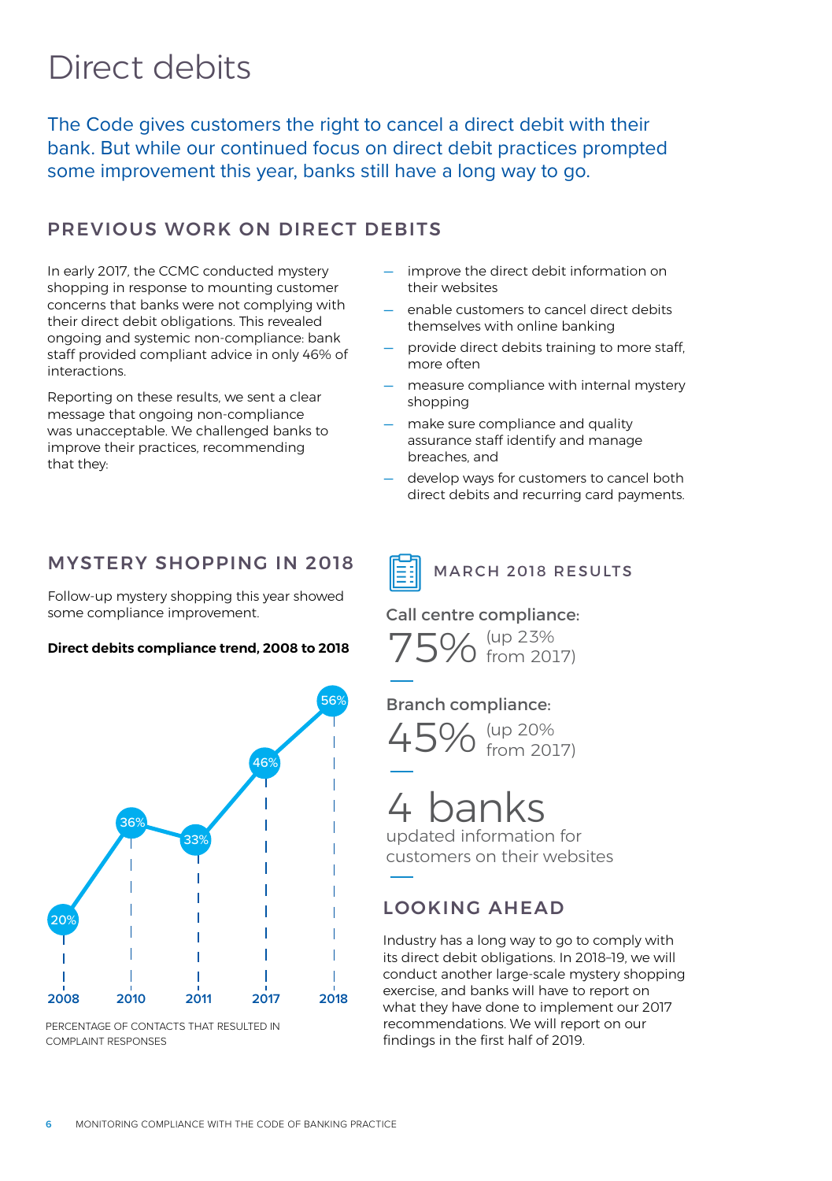# Direct debits

The Code gives customers the right to cancel a direct debit with their bank. But while our continued focus on direct debit practices prompted some improvement this year, banks still have a long way to go.

## PREVIOUS WORK ON DIRECT DEBITS

In early 2017, the CCMC conducted mystery shopping in response to mounting customer concerns that banks were not complying with their direct debit obligations. This revealed ongoing and systemic non-compliance: bank staff provided compliant advice in only 46% of interactions.

Reporting on these results, we sent a clear message that ongoing non-compliance was unacceptable. We challenged banks to improve their practices, recommending that they:

- improve the direct debit information on their websites
- enable customers to cancel direct debits themselves with online banking
- provide direct debits training to more staff, more often
- measure compliance with internal mystery shopping
- make sure compliance and quality assurance staff identify and manage breaches, and
- develop ways for customers to cancel both direct debits and recurring card payments.

## MYSTERY SHOPPING IN 2018

Follow-up mystery shopping this year showed some compliance improvement.

**Direct debits compliance trend, 2008 to 2018**

| Year | Compliance |
|---|---|
| 2008 | 20% |
| 2010 | 36% |
| 2011 | 33% |
| 2017 | 46% |
| 2018 | 56% |

PERCENTAGE OF CONTACTS THAT RESULTED IN COMPLAINT RESPONSES

## MARCH 2018 RESULTS

Call centre compliance:

75% (up 23% from 2017)

Branch compliance:

45% (up 20% from 2017)

4 banks

updated information for customers on their websites

## LOOKING AHEAD

Industry has a long way to go to comply with its direct debit obligations. In 2018–19, we will conduct another large-scale mystery shopping exercise, and banks will have to report on what they have done to implement our 2017 recommendations. We will report on our findings in the first half of 2019.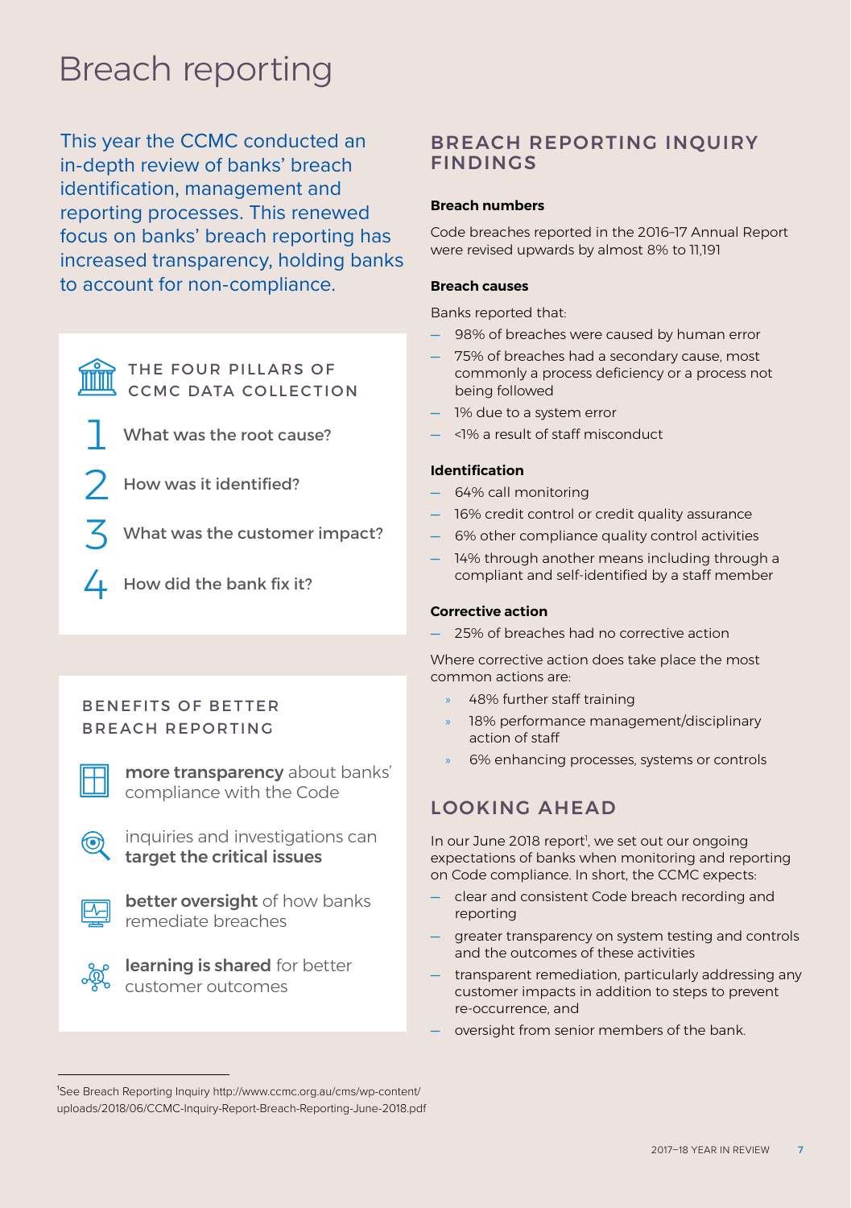# Breach reporting

This year the CCMC conducted an in-depth review of banks' breach identification, management and reporting processes. This renewed focus on banks' breach reporting has increased transparency, holding banks to account for non-compliance.

## THE FOUR PILLARS OF CCMC DATA COLLECTION

1. What was the root cause?
2. How was it identified?
3. What was the customer impact?
4. How did the bank fix it?

## BENEFITS OF BETTER BREACH REPORTING

- **more transparency** about banks' compliance with the Code
- inquiries and investigations can **target the critical issues**
- **better oversight** of how banks remediate breaches
- **learning is shared** for better customer outcomes

## BREACH REPORTING INQUIRY FINDINGS

**Breach numbers**

Code breaches reported in the 2016–17 Annual Report were revised upwards by almost 8% to 11,191

**Breach causes**

Banks reported that:

- 98% of breaches were caused by human error
- 75% of breaches had a secondary cause, most commonly a process deficiency or a process not being followed
- 1% due to a system error
- <1% a result of staff misconduct

**Identification**

- 64% call monitoring
- 16% credit control or credit quality assurance
- 6% other compliance quality control activities
- 14% through another means including through a compliant and self-identified by a staff member

**Corrective action**

- 25% of breaches had no corrective action

Where corrective action does take place the most common actions are:

- 48% further staff training
- 18% performance management/disciplinary action of staff
- 6% enhancing processes, systems or controls

## LOOKING AHEAD

In our June 2018 report[1], we set out our ongoing expectations of banks when monitoring and reporting on Code compliance. In short, the CCMC expects:

- clear and consistent Code breach recording and reporting
- greater transparency on system testing and controls and the outcomes of these activities
- transparent remediation, particularly addressing any customer impacts in addition to steps to prevent re-occurrence, and
- oversight from senior members of the bank.

---

[1] See Breach Reporting Inquiry http://www.ccmc.org.au/cms/wp-content/uploads/2018/06/CCMC-Inquiry-Report-Breach-Reporting-June-2018.pdf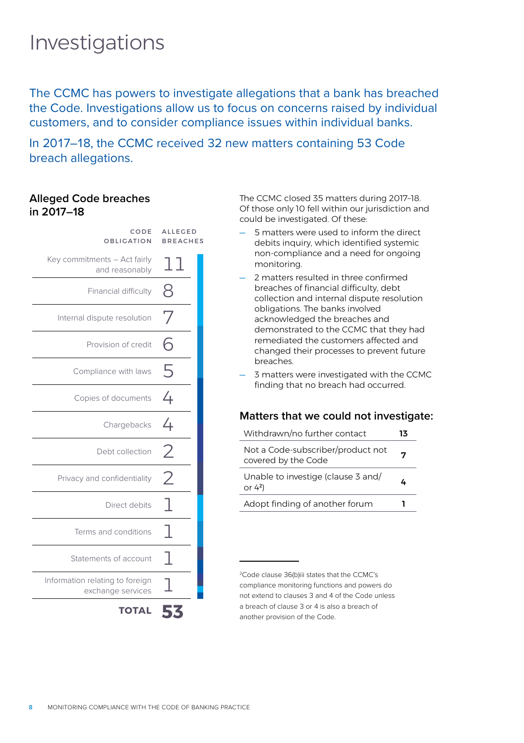# Investigations

The CCMC has powers to investigate allegations that a bank has breached the Code. Investigations allow us to focus on concerns raised by individual customers, and to consider compliance issues within individual banks.

In 2017–18, the CCMC received 32 new matters containing 53 Code breach allegations.

### Alleged Code breaches in 2017–18

| CODE OBLIGATION | ALLEGED BREACHES |
|---|---|
| Key commitments – Act fairly and reasonably | 11 |
| Financial difficulty | 8 |
| Internal dispute resolution | 7 |
| Provision of credit | 6 |
| Compliance with laws | 5 |
| Copies of documents | 4 |
| Chargebacks | 4 |
| Debt collection | 2 |
| Privacy and confidentiality | 2 |
| Direct debits | 1 |
| Terms and conditions | 1 |
| Statements of account | 1 |
| Information relating to foreign exchange services | 1 |
| **TOTAL** | **53** |

The CCMC closed 35 matters during 2017–18. Of those only 10 fell within our jurisdiction and could be investigated. Of these:

- 5 matters were used to inform the direct debits inquiry, which identified systemic non-compliance and a need for ongoing monitoring.
- 2 matters resulted in three confirmed breaches of financial difficulty, debt collection and internal dispute resolution obligations. The banks involved acknowledged the breaches and demonstrated to the CCMC that they had remediated the customers affected and changed their processes to prevent future breaches.
- 3 matters were investigated with the CCMC finding that no breach had occurred.

### Matters that we could not investigate:

| | |
|---|---|
| Withdrawn/no further contact | **13** |
| Not a Code-subscriber/product not covered by the Code | **7** |
| Unable to investige (clause 3 and/or 4[2]) | **4** |
| Adopt finding of another forum | **1** |

[2]Code clause 36(b)iii states that the CCMC's compliance monitoring functions and powers do not extend to clauses 3 and 4 of the Code unless a breach of clause 3 or 4 is also a breach of another provision of the Code.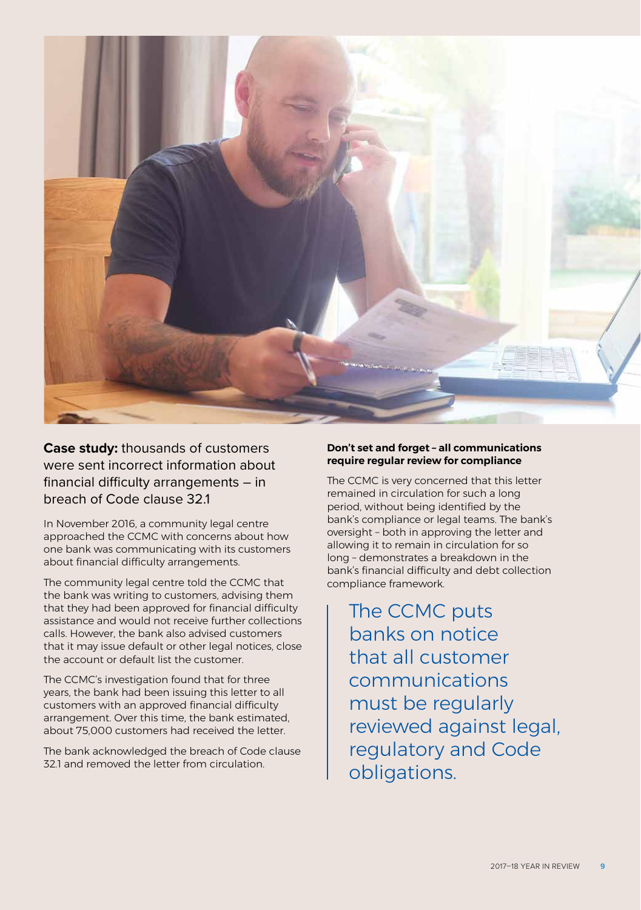## **Case study:** thousands of customers were sent incorrect information about financial difficulty arrangements – in breach of Code clause 32.1

In November 2016, a community legal centre approached the CCMC with concerns about how one bank was communicating with its customers about financial difficulty arrangements.

The community legal centre told the CCMC that the bank was writing to customers, advising them that they had been approved for financial difficulty assistance and would not receive further collections calls. However, the bank also advised customers that it may issue default or other legal notices, close the account or default list the customer.

The CCMC's investigation found that for three years, the bank had been issuing this letter to all customers with an approved financial difficulty arrangement. Over this time, the bank estimated, about 75,000 customers had received the letter.

The bank acknowledged the breach of Code clause 32.1 and removed the letter from circulation.

**Don't set and forget – all communications require regular review for compliance**

The CCMC is very concerned that this letter remained in circulation for such a long period, without being identified by the bank's compliance or legal teams. The bank's oversight – both in approving the letter and allowing it to remain in circulation for so long – demonstrates a breakdown in the bank's financial difficulty and debt collection compliance framework.

> The CCMC puts banks on notice that all customer communications must be regularly reviewed against legal, regulatory and Code obligations.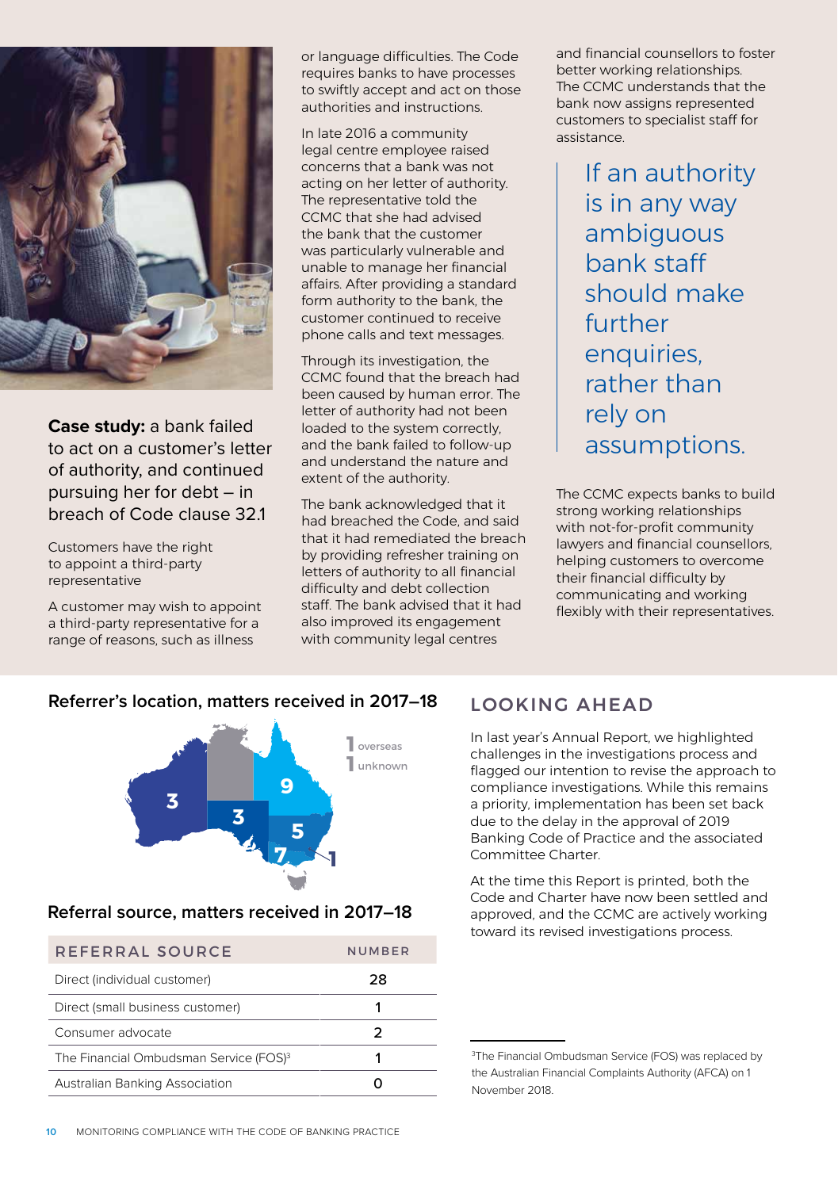**Case study:** a bank failed to act on a customer's letter of authority, and continued pursuing her for debt – in breach of Code clause 32.1

Customers have the right to appoint a third-party representative

A customer may wish to appoint a third-party representative for a range of reasons, such as illness or language difficulties. The Code requires banks to have processes to swiftly accept and act on those authorities and instructions.

In late 2016 a community legal centre employee raised concerns that a bank was not acting on her letter of authority. The representative told the CCMC that she had advised the bank that the customer was particularly vulnerable and unable to manage her financial affairs. After providing a standard form authority to the bank, the customer continued to receive phone calls and text messages.

Through its investigation, the CCMC found that the breach had been caused by human error. The letter of authority had not been loaded to the system correctly, and the bank failed to follow-up and understand the nature and extent of the authority.

The bank acknowledged that it had breached the Code, and said that it had remediated the breach by providing refresher training on letters of authority to all financial difficulty and debt collection staff. The bank advised that it had also improved its engagement with community legal centres and financial counsellors to foster better working relationships. The CCMC understands that the bank now assigns represented customers to specialist staff for assistance.

> If an authority is in any way ambiguous bank staff should make further enquiries, rather than rely on assumptions.

The CCMC expects banks to build strong working relationships with not-for-profit community lawyers and financial counsellors, helping customers to overcome their financial difficulty by communicating and working flexibly with their representatives.

## Referrer's location, matters received in 2017–18

| Location | Number |
|---|---|
| WA | 3 |
| SA | 3 |
| QLD | 9 |
| NSW | 5 |
| VIC | 7 |
| ACT | 1 |
| overseas | 1 |
| unknown | 1 |

## Referral source, matters received in 2017–18

| REFERRAL SOURCE | NUMBER |
|---|---|
| Direct (individual customer) | 28 |
| Direct (small business customer) | 1 |
| Consumer advocate | 2 |
| The Financial Ombudsman Service (FOS)[3] | 1 |
| Australian Banking Association | 0 |

## LOOKING AHEAD

In last year's Annual Report, we highlighted challenges in the investigations process and flagged our intention to revise the approach to compliance investigations. While this remains a priority, implementation has been set back due to the delay in the approval of 2019 Banking Code of Practice and the associated Committee Charter.

At the time this Report is printed, both the Code and Charter have now been settled and approved, and the CCMC are actively working toward its revised investigations process.

[3]The Financial Ombudsman Service (FOS) was replaced by the Australian Financial Complaints Authority (AFCA) on 1 November 2018.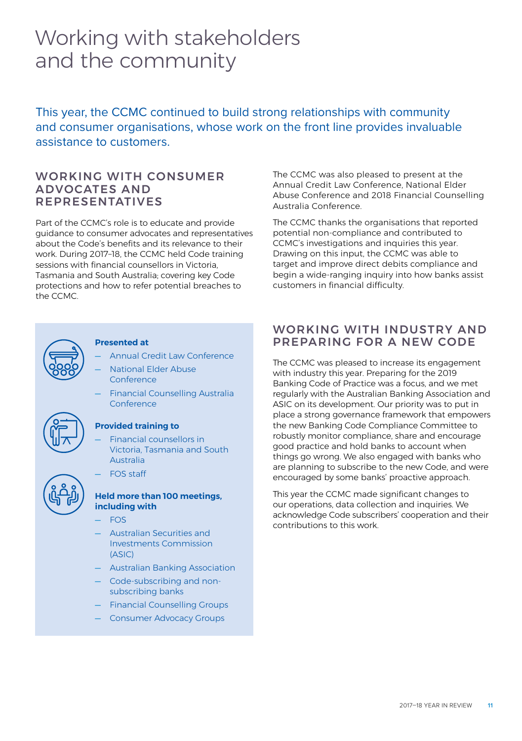# Working with stakeholders and the community

This year, the CCMC continued to build strong relationships with community and consumer organisations, whose work on the front line provides invaluable assistance to customers.

## WORKING WITH CONSUMER ADVOCATES AND REPRESENTATIVES

Part of the CCMC's role is to educate and provide guidance to consumer advocates and representatives about the Code's benefits and its relevance to their work. During 2017–18, the CCMC held Code training sessions with financial counsellors in Victoria, Tasmania and South Australia; covering key Code protections and how to refer potential breaches to the CCMC.

The CCMC was also pleased to present at the Annual Credit Law Conference, National Elder Abuse Conference and 2018 Financial Counselling Australia Conference.

The CCMC thanks the organisations that reported potential non-compliance and contributed to CCMC's investigations and inquiries this year. Drawing on this input, the CCMC was able to target and improve direct debits compliance and begin a wide-ranging inquiry into how banks assist customers in financial difficulty.

**Presented at**

- Annual Credit Law Conference
- National Elder Abuse Conference
- Financial Counselling Australia Conference

**Provided training to**

- Financial counsellors in Victoria, Tasmania and South Australia
- FOS staff

**Held more than 100 meetings, including with**

- FOS
- Australian Securities and Investments Commission (ASIC)
- Australian Banking Association
- Code-subscribing and non-subscribing banks
- Financial Counselling Groups
- Consumer Advocacy Groups

## WORKING WITH INDUSTRY AND PREPARING FOR A NEW CODE

The CCMC was pleased to increase its engagement with industry this year. Preparing for the 2019 Banking Code of Practice was a focus, and we met regularly with the Australian Banking Association and ASIC on its development. Our priority was to put in place a strong governance framework that empowers the new Banking Code Compliance Committee to robustly monitor compliance, share and encourage good practice and hold banks to account when things go wrong. We also engaged with banks who are planning to subscribe to the new Code, and were encouraged by some banks' proactive approach.

This year the CCMC made significant changes to our operations, data collection and inquiries. We acknowledge Code subscribers' cooperation and their contributions to this work.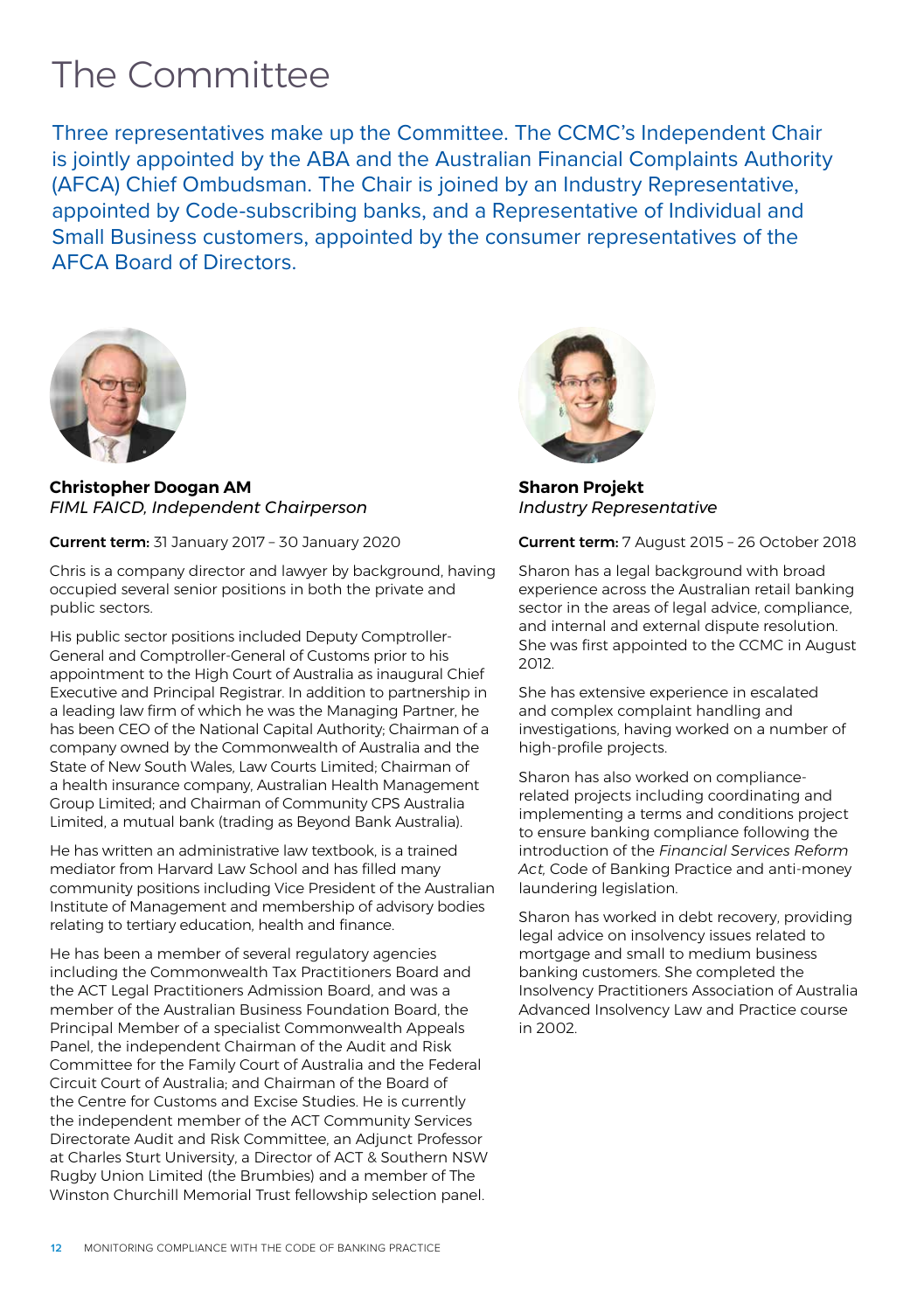# The Committee

Three representatives make up the Committee. The CCMC's Independent Chair is jointly appointed by the ABA and the Australian Financial Complaints Authority (AFCA) Chief Ombudsman. The Chair is joined by an Industry Representative, appointed by Code-subscribing banks, and a Representative of Individual and Small Business customers, appointed by the consumer representatives of the AFCA Board of Directors.

**Christopher Doogan AM**
*FIML FAICD, Independent Chairperson*

**Current term:** 31 January 2017 – 30 January 2020

Chris is a company director and lawyer by background, having occupied several senior positions in both the private and public sectors.

His public sector positions included Deputy Comptroller-General and Comptroller-General of Customs prior to his appointment to the High Court of Australia as inaugural Chief Executive and Principal Registrar. In addition to partnership in a leading law firm of which he was the Managing Partner, he has been CEO of the National Capital Authority; Chairman of a company owned by the Commonwealth of Australia and the State of New South Wales, Law Courts Limited; Chairman of a health insurance company, Australian Health Management Group Limited; and Chairman of Community CPS Australia Limited, a mutual bank (trading as Beyond Bank Australia).

He has written an administrative law textbook, is a trained mediator from Harvard Law School and has filled many community positions including Vice President of the Australian Institute of Management and membership of advisory bodies relating to tertiary education, health and finance.

He has been a member of several regulatory agencies including the Commonwealth Tax Practitioners Board and the ACT Legal Practitioners Admission Board, and was a member of the Australian Business Foundation Board, the Principal Member of a specialist Commonwealth Appeals Panel, the independent Chairman of the Audit and Risk Committee for the Family Court of Australia and the Federal Circuit Court of Australia; and Chairman of the Board of the Centre for Customs and Excise Studies. He is currently the independent member of the ACT Community Services Directorate Audit and Risk Committee, an Adjunct Professor at Charles Sturt University, a Director of ACT & Southern NSW Rugby Union Limited (the Brumbies) and a member of The Winston Churchill Memorial Trust fellowship selection panel.

**Sharon Projekt**
*Industry Representative*

**Current term:** 7 August 2015 – 26 October 2018

Sharon has a legal background with broad experience across the Australian retail banking sector in the areas of legal advice, compliance, and internal and external dispute resolution. She was first appointed to the CCMC in August 2012.

She has extensive experience in escalated and complex complaint handling and investigations, having worked on a number of high-profile projects.

Sharon has also worked on compliance-related projects including coordinating and implementing a terms and conditions project to ensure banking compliance following the introduction of the *Financial Services Reform Act,* Code of Banking Practice and anti-money laundering legislation.

Sharon has worked in debt recovery, providing legal advice on insolvency issues related to mortgage and small to medium business banking customers. She completed the Insolvency Practitioners Association of Australia Advanced Insolvency Law and Practice course in 2002.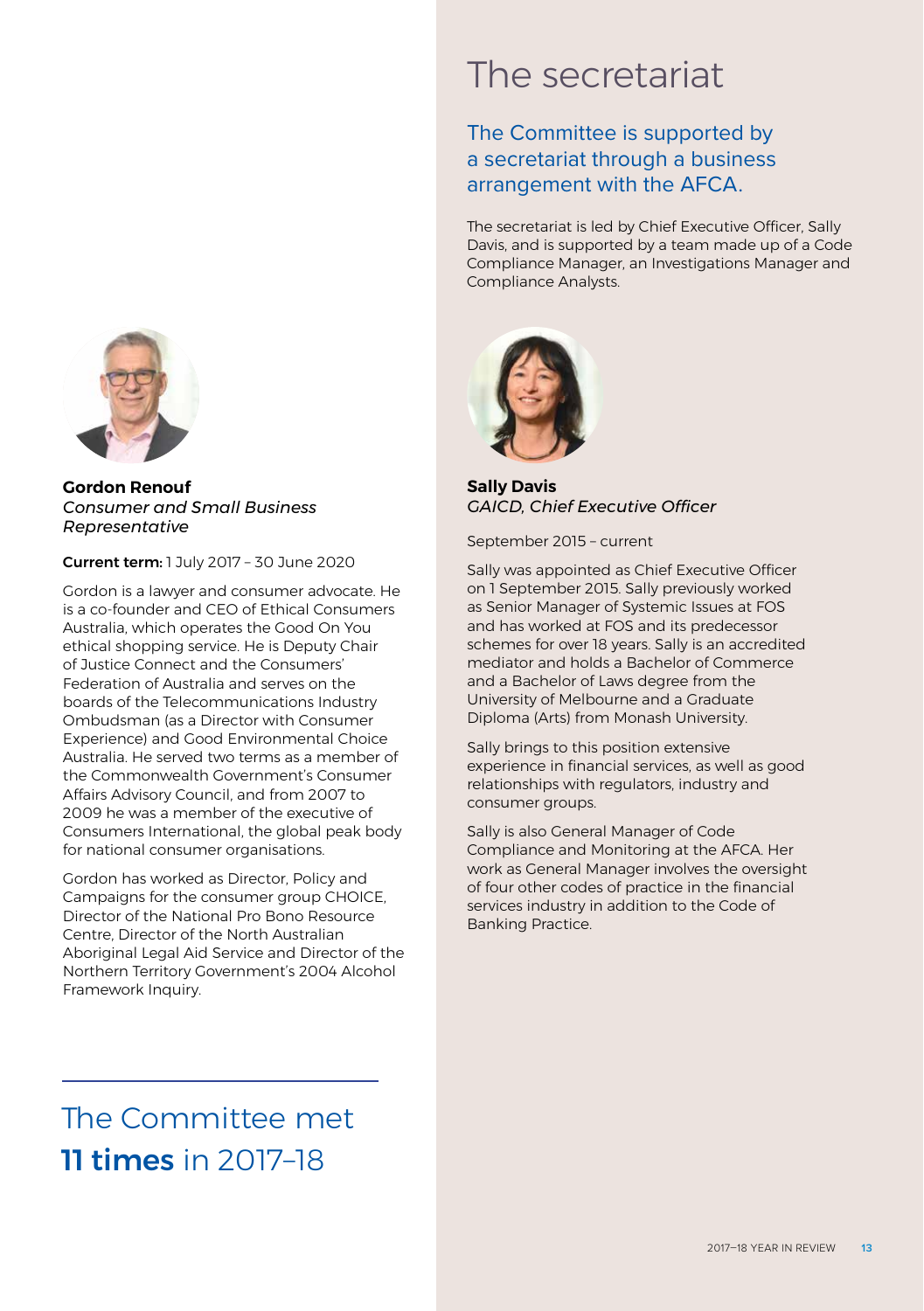**Gordon Renouf**
*Consumer and Small Business Representative*

**Current term:** 1 July 2017 – 30 June 2020

Gordon is a lawyer and consumer advocate. He is a co-founder and CEO of Ethical Consumers Australia, which operates the Good On You ethical shopping service. He is Deputy Chair of Justice Connect and the Consumers' Federation of Australia and serves on the boards of the Telecommunications Industry Ombudsman (as a Director with Consumer Experience) and Good Environmental Choice Australia. He served two terms as a member of the Commonwealth Government's Consumer Affairs Advisory Council, and from 2007 to 2009 he was a member of the executive of Consumers International, the global peak body for national consumer organisations.

Gordon has worked as Director, Policy and Campaigns for the consumer group CHOICE, Director of the National Pro Bono Resource Centre, Director of the North Australian Aboriginal Legal Aid Service and Director of the Northern Territory Government's 2004 Alcohol Framework Inquiry.

The Committee met **11 times** in 2017–18

# The secretariat

## The Committee is supported by a secretariat through a business arrangement with the AFCA.

The secretariat is led by Chief Executive Officer, Sally Davis, and is supported by a team made up of a Code Compliance Manager, an Investigations Manager and Compliance Analysts.

**Sally Davis**
*GAICD, Chief Executive Officer*

September 2015 – current

Sally was appointed as Chief Executive Officer on 1 September 2015. Sally previously worked as Senior Manager of Systemic Issues at FOS and has worked at FOS and its predecessor schemes for over 18 years. Sally is an accredited mediator and holds a Bachelor of Commerce and a Bachelor of Laws degree from the University of Melbourne and a Graduate Diploma (Arts) from Monash University.

Sally brings to this position extensive experience in financial services, as well as good relationships with regulators, industry and consumer groups.

Sally is also General Manager of Code Compliance and Monitoring at the AFCA. Her work as General Manager involves the oversight of four other codes of practice in the financial services industry in addition to the Code of Banking Practice.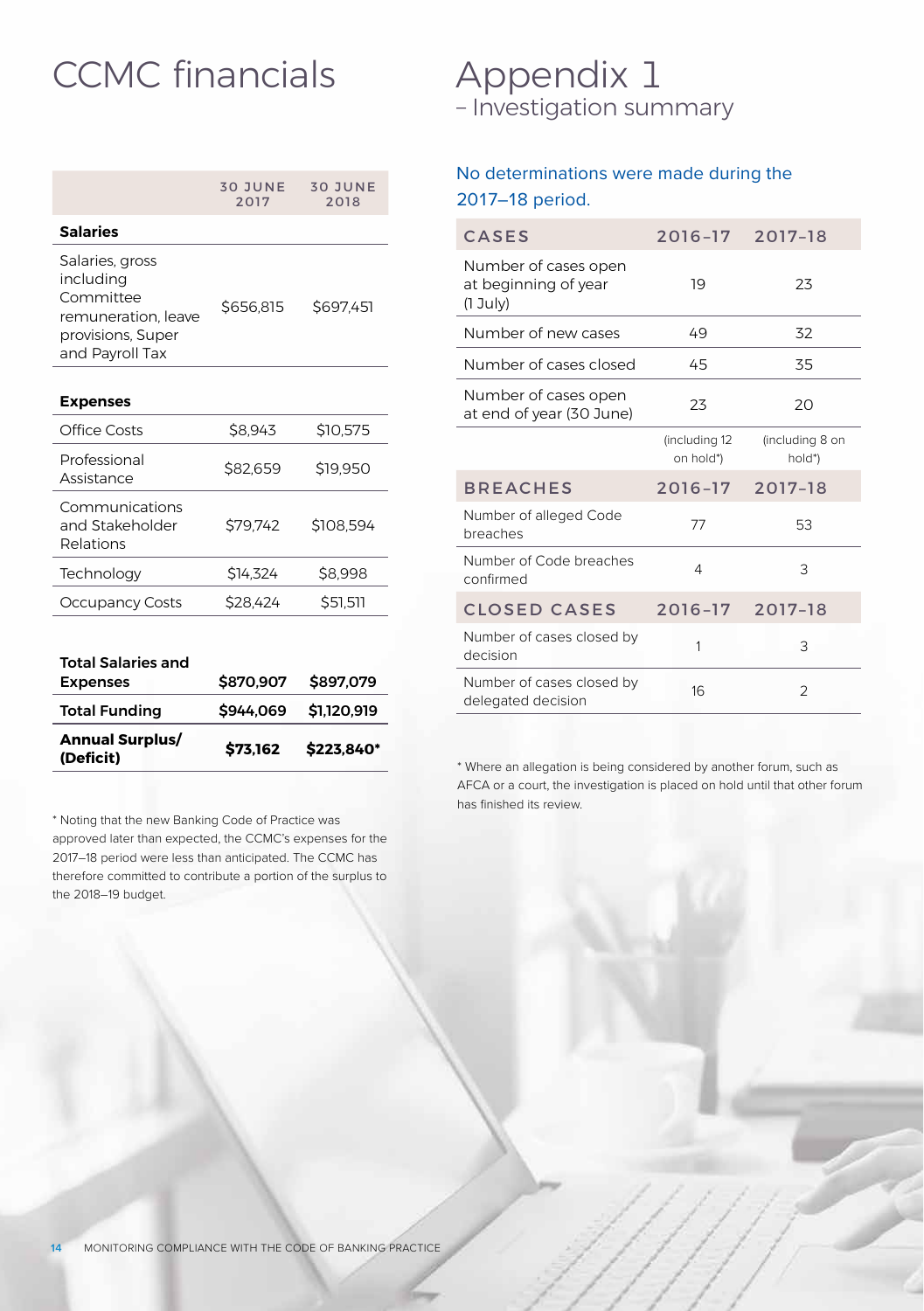# CCMC financials

| | 30 JUNE 2017 | 30 JUNE 2018 |
|---|---|---|
| **Salaries** | | |
| Salaries, gross including Committee remuneration, leave provisions, Super and Payroll Tax | $656,815 | $697,451 |
| **Expenses** | | |
| Office Costs | $8,943 | $10,575 |
| Professional Assistance | $82,659 | $19,950 |
| Communications and Stakeholder Relations | $79,742 | $108,594 |
| Technology | $14,324 | $8,998 |
| Occupancy Costs | $28,424 | $51,511 |
| **Total Salaries and Expenses** | **$870,907** | **$897,079** |
| **Total Funding** | **$944,069** | **$1,120,919** |
| **Annual Surplus/ (Deficit)** | **$73,162** | **$223,840*** |

* Noting that the new Banking Code of Practice was approved later than expected, the CCMC's expenses for the 2017–18 period were less than anticipated. The CCMC has therefore committed to contribute a portion of the surplus to the 2018–19 budget.

# Appendix 1

## – Investigation summary

### No determinations were made during the 2017–18 period.

| CASES | 2016–17 | 2017–18 |
|---|---|---|
| Number of cases open at beginning of year (1 July) | 19 | 23 |
| Number of new cases | 49 | 32 |
| Number of cases closed | 45 | 35 |
| Number of cases open at end of year (30 June) | 23 | 20 |
| | (including 12 on hold*) | (including 8 on hold*) |
| **BREACHES** | **2016–17** | **2017–18** |
| Number of alleged Code breaches | 77 | 53 |
| Number of Code breaches confirmed | 4 | 3 |
| **CLOSED CASES** | **2016–17** | **2017–18** |
| Number of cases closed by decision | 1 | 3 |
| Number of cases closed by delegated decision | 16 | 2 |

* Where an allegation is being considered by another forum, such as AFCA or a court, the investigation is placed on hold until that other forum has finished its review.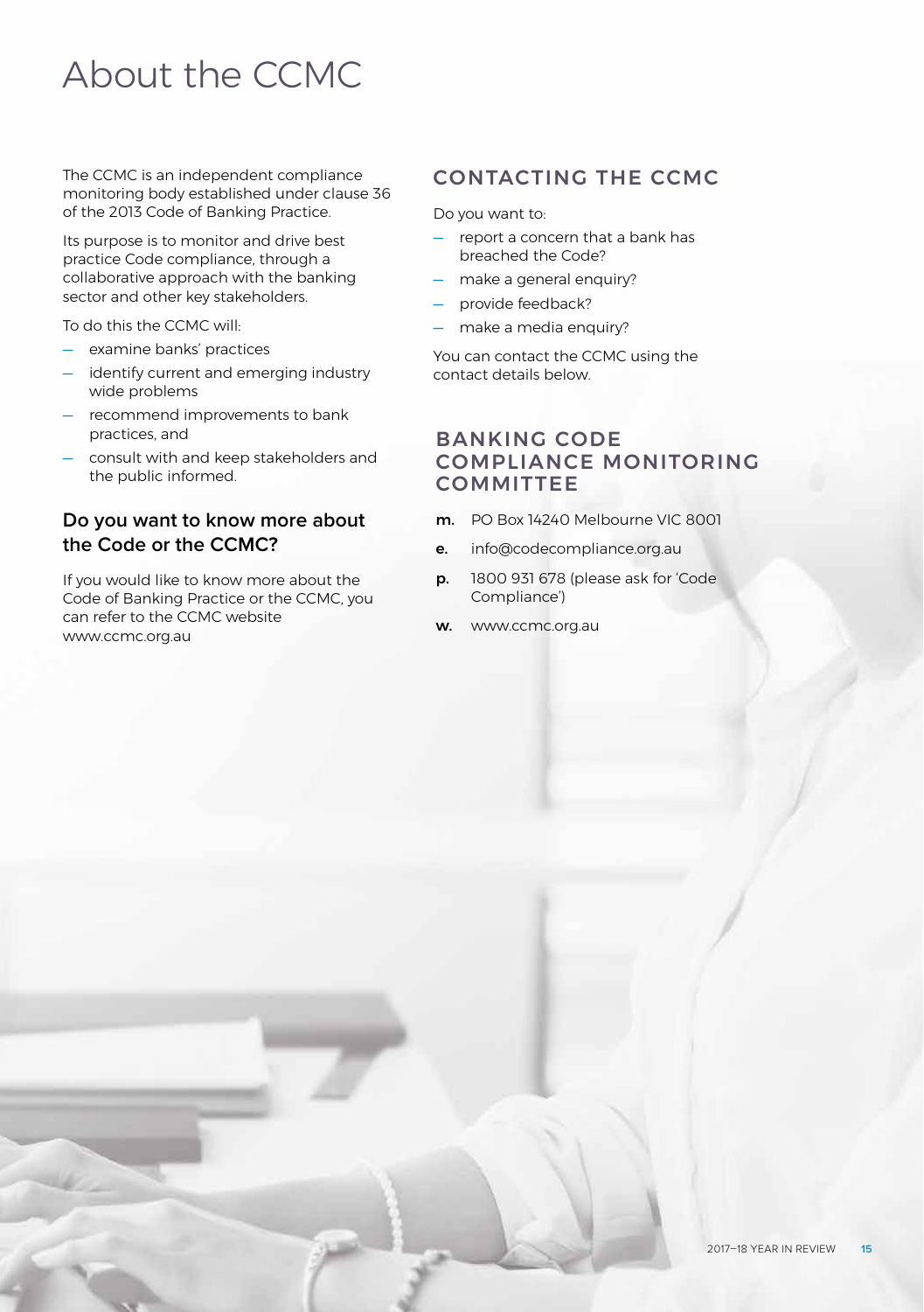# About the CCMC

The CCMC is an independent compliance monitoring body established under clause 36 of the 2013 Code of Banking Practice.

Its purpose is to monitor and drive best practice Code compliance, through a collaborative approach with the banking sector and other key stakeholders.

To do this the CCMC will:

- examine banks' practices
- identify current and emerging industry wide problems
- recommend improvements to bank practices, and
- consult with and keep stakeholders and the public informed.

### Do you want to know more about the Code or the CCMC?

If you would like to know more about the Code of Banking Practice or the CCMC, you can refer to the CCMC website www.ccmc.org.au

## CONTACTING THE CCMC

Do you want to:

- report a concern that a bank has breached the Code?
- make a general enquiry?
- provide feedback?
- make a media enquiry?

You can contact the CCMC using the contact details below.

## BANKING CODE COMPLIANCE MONITORING COMMITTEE

**m.** PO Box 14240 Melbourne VIC 8001

**e.** info@codecompliance.org.au

**p.** 1800 931 678 (please ask for 'Code Compliance')

**w.** www.ccmc.org.au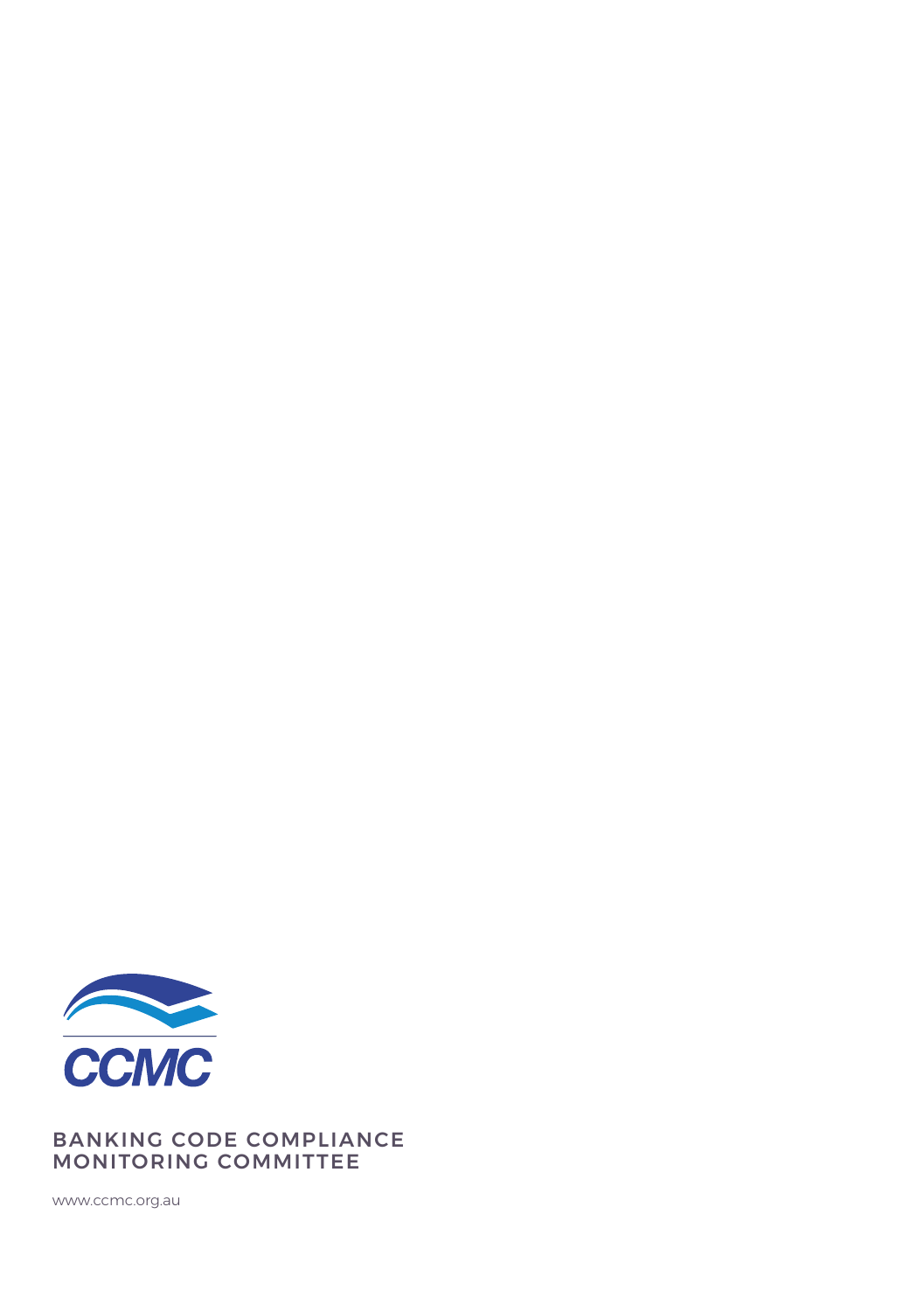CCMC

**BANKING CODE COMPLIANCE MONITORING COMMITTEE**

www.ccmc.org.au